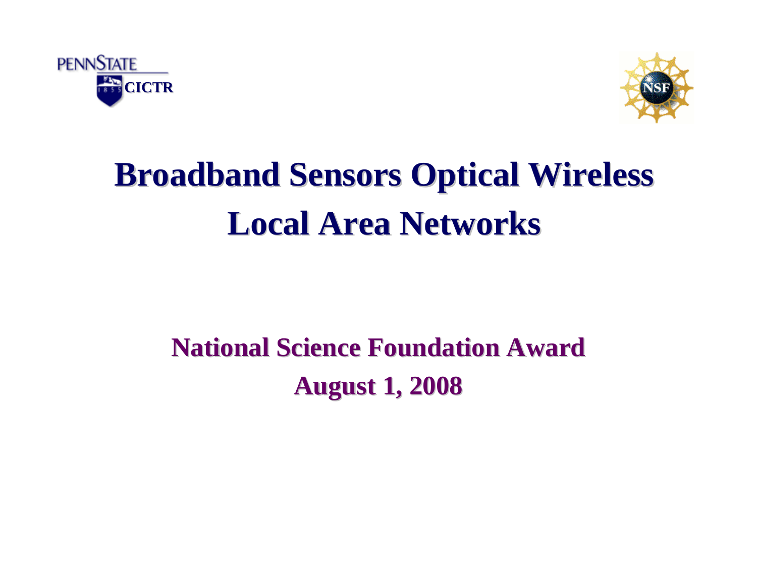PENNSTATE

CICTR

# Broadband Sensors Optical Wireless Local Area Networks

**National Science Foundation Award**

**August 1, 2008**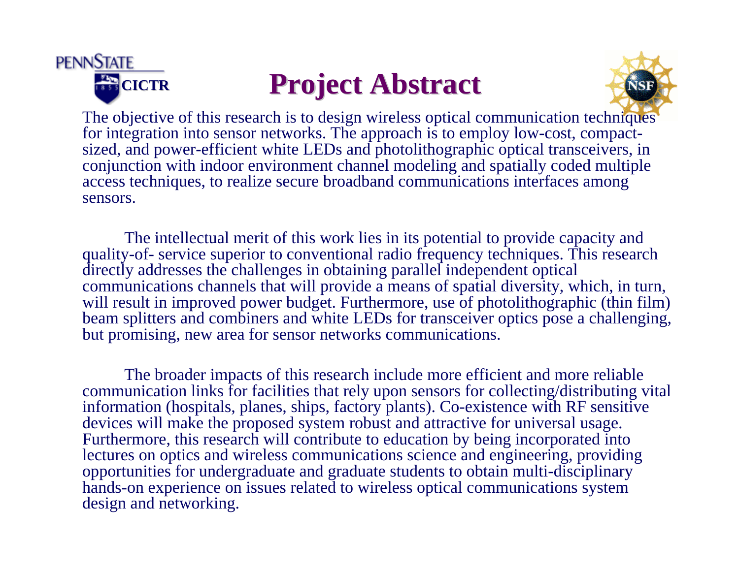PENNSTATE

CICTR

# Project Abstract

The objective of this research is to design wireless optical communication techniques for integration into sensor networks. The approach is to employ low-cost, compact-sized, and power-efficient white LEDs and photolithographic optical transceivers, in conjunction with indoor environment channel modeling and spatially coded multiple access techniques, to realize secure broadband communications interfaces among sensors.

The intellectual merit of this work lies in its potential to provide capacity and quality-of- service superior to conventional radio frequency techniques. This research directly addresses the challenges in obtaining parallel independent optical communications channels that will provide a means of spatial diversity, which, in turn, will result in improved power budget. Furthermore, use of photolithographic (thin film) beam splitters and combiners and white LEDs for transceiver optics pose a challenging, but promising, new area for sensor networks communications.

The broader impacts of this research include more efficient and more reliable communication links for facilities that rely upon sensors for collecting/distributing vital information (hospitals, planes, ships, factory plants). Co-existence with RF sensitive devices will make the proposed system robust and attractive for universal usage. Furthermore, this research will contribute to education by being incorporated into lectures on optics and wireless communications science and engineering, providing opportunities for undergraduate and graduate students to obtain multi-disciplinary hands-on experience on issues related to wireless optical communications system design and networking.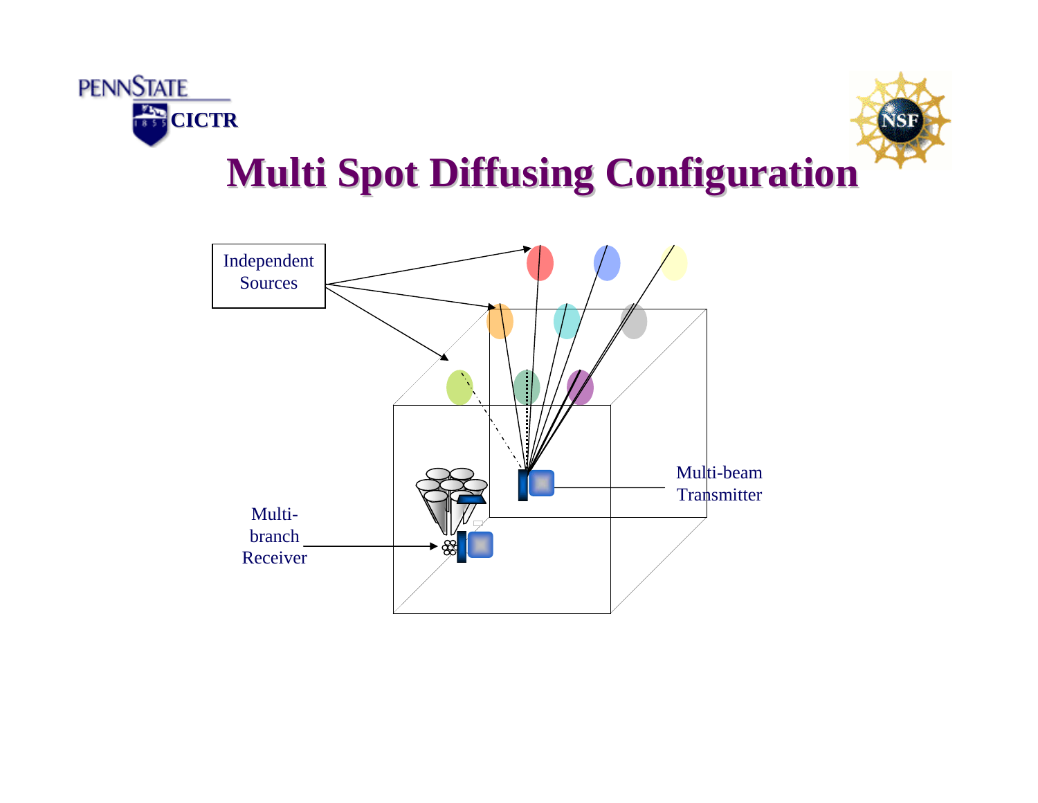# Multi Spot Diffusing Configuration

Independent Sources

Multi-beam Transmitter

Multi-branch Receiver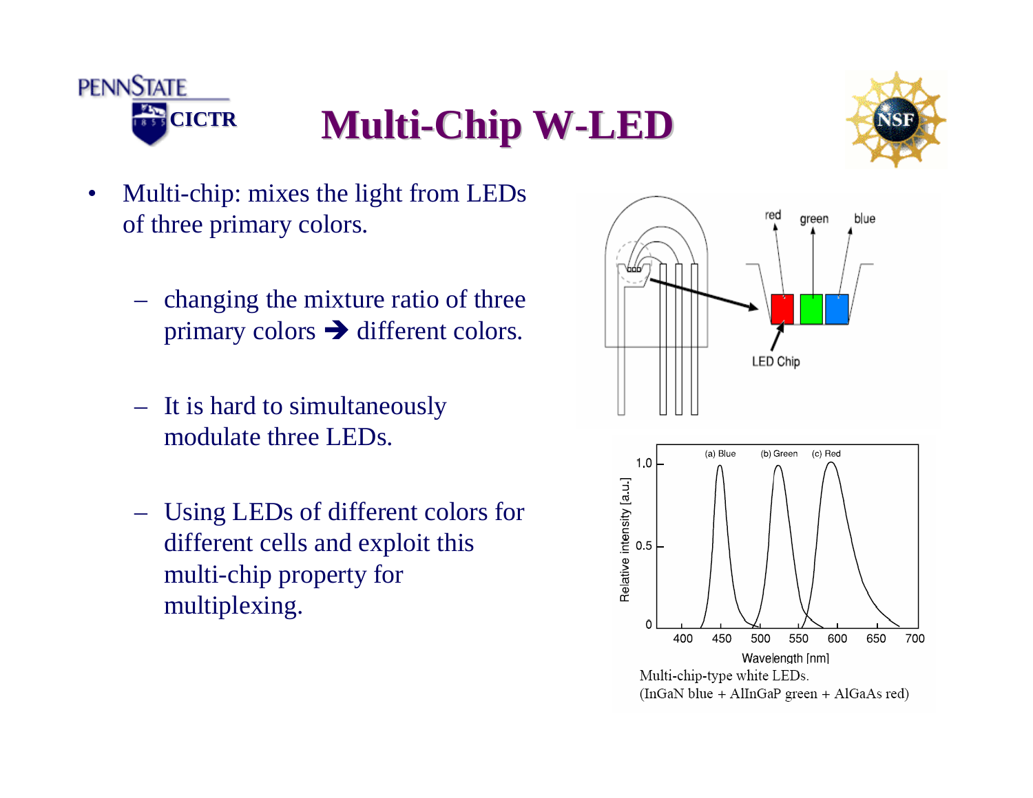# Multi-Chip W-LED

- Multi-chip: mixes the light from LEDs of three primary colors.
  - changing the mixture ratio of three primary colors ➔ different colors.
  - It is hard to simultaneously modulate three LEDs.
  - Using LEDs of different colors for different cells and exploit this multi-chip property for multiplexing.

Multi-chip-type white LEDs.
(InGaN blue + AlInGaP green + AlGaAs red)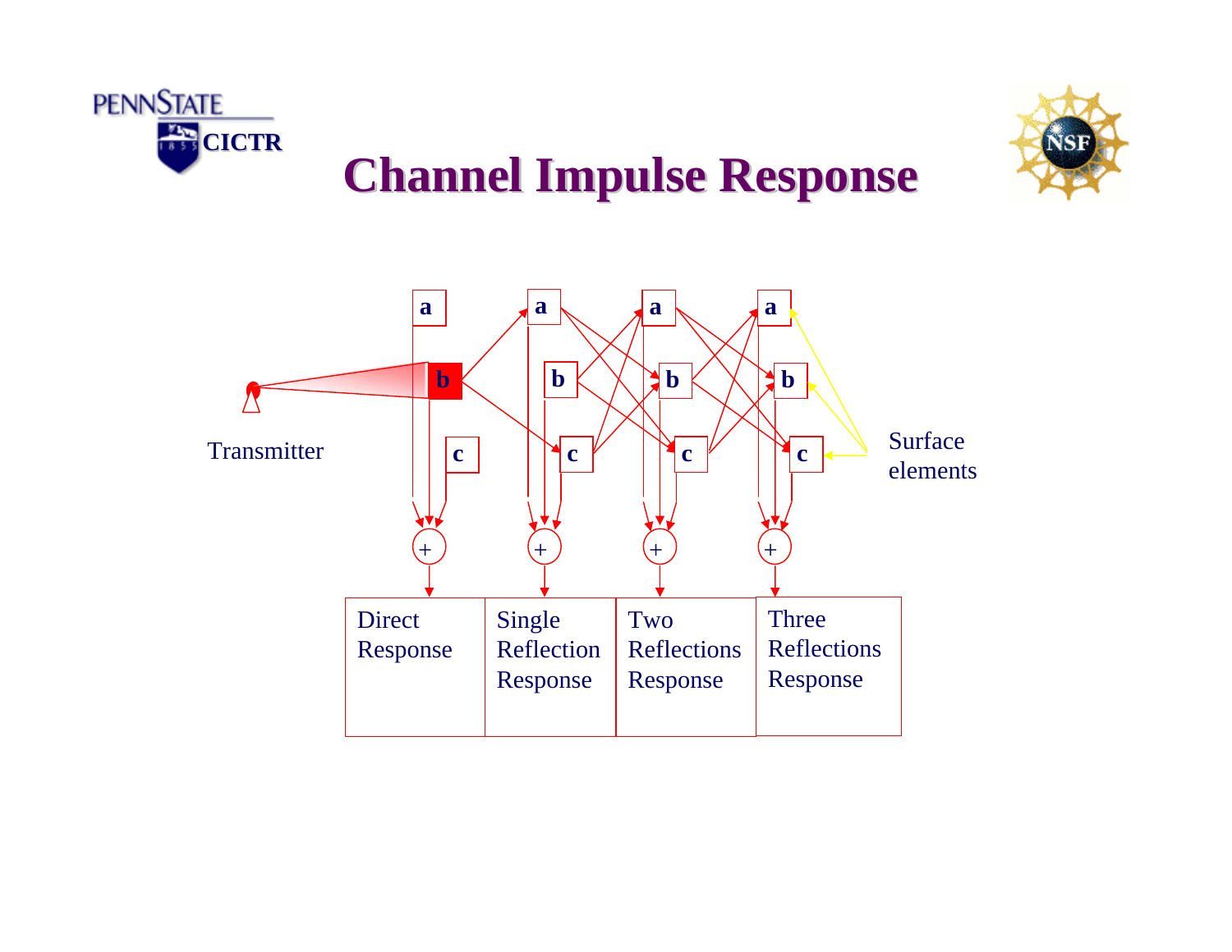# Channel Impulse Response

Transmitter

Surface elements

| Direct Response | Single Reflection Response | Two Reflections Response | Three Reflections Response |
|---|---|---|---|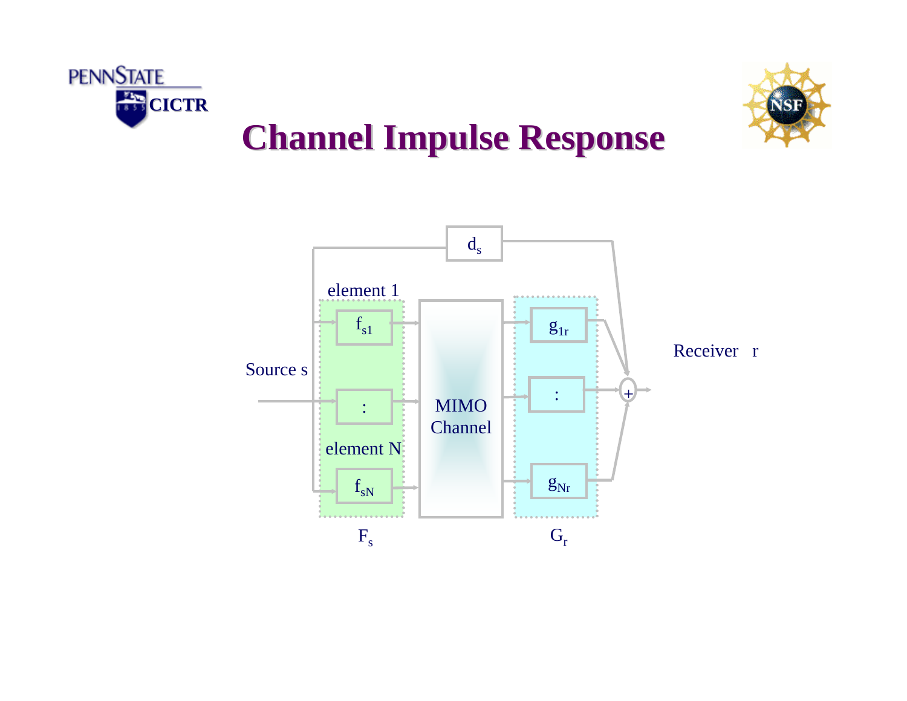# Channel Impulse Response

$d_s$

element 1

$f_{s1}$

Source s

:

element N

$f_{sN}$

$F_s$

MIMO Channel

$g_{1r}$

:

$g_{Nr}$

$G_r$

+

Receiver r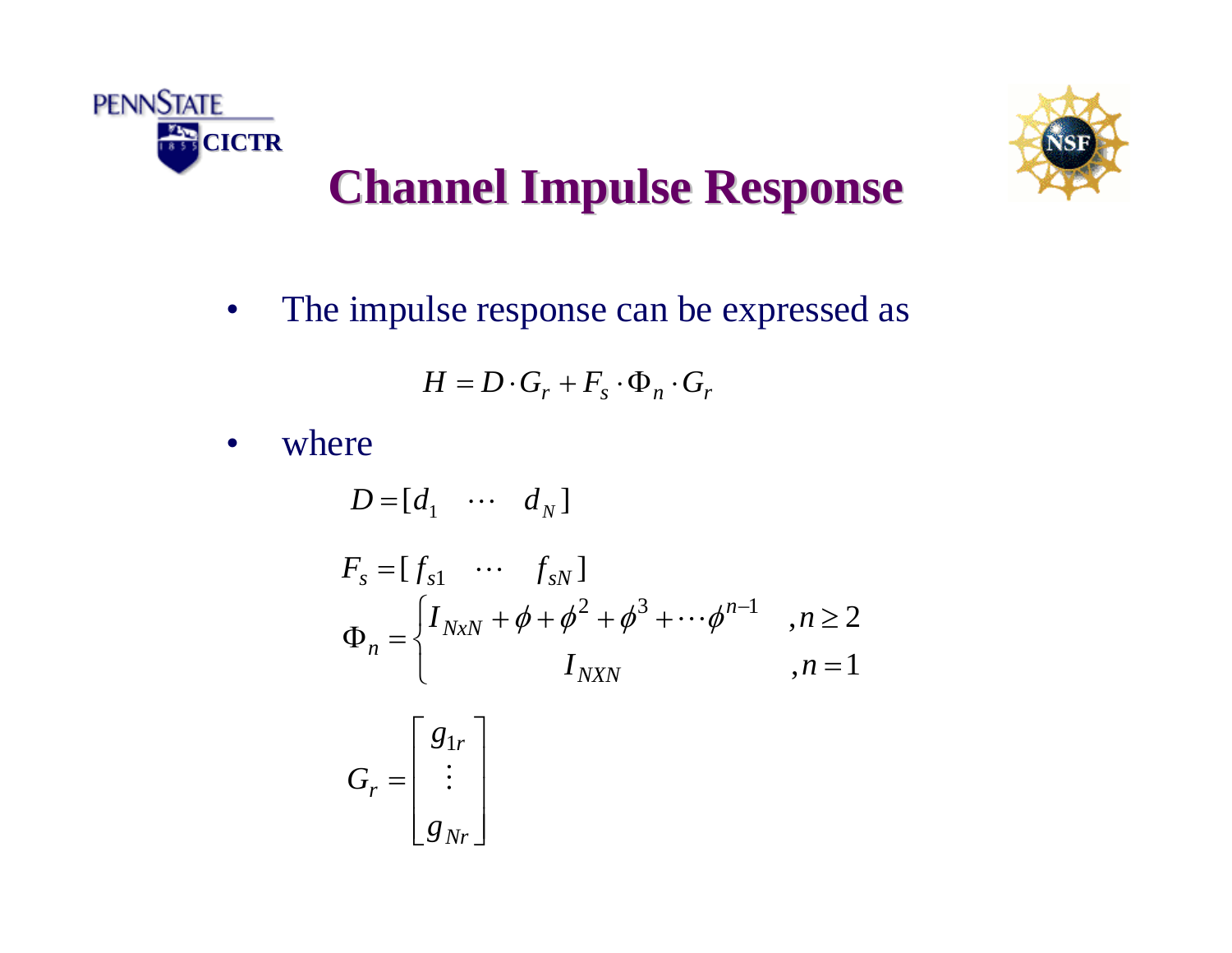# Channel Impulse Response

- The impulse response can be expressed as

$$H = D \cdot G_r + F_s \cdot \Phi_n \cdot G_r$$

- where

$$D = [d_1 \quad \cdots \quad d_N]$$

$$F_s = [f_{s1} \quad \cdots \quad f_{sN}]$$

$$\Phi_n = \begin{cases} I_{NxN} + \phi + \phi^2 + \phi^3 + \cdots \phi^{n-1} & ,n \geq 2 \\ I_{NXN} & ,n = 1 \end{cases}$$

$$G_r = \begin{bmatrix} g_{1r} \\ \vdots \\ g_{Nr} \end{bmatrix}$$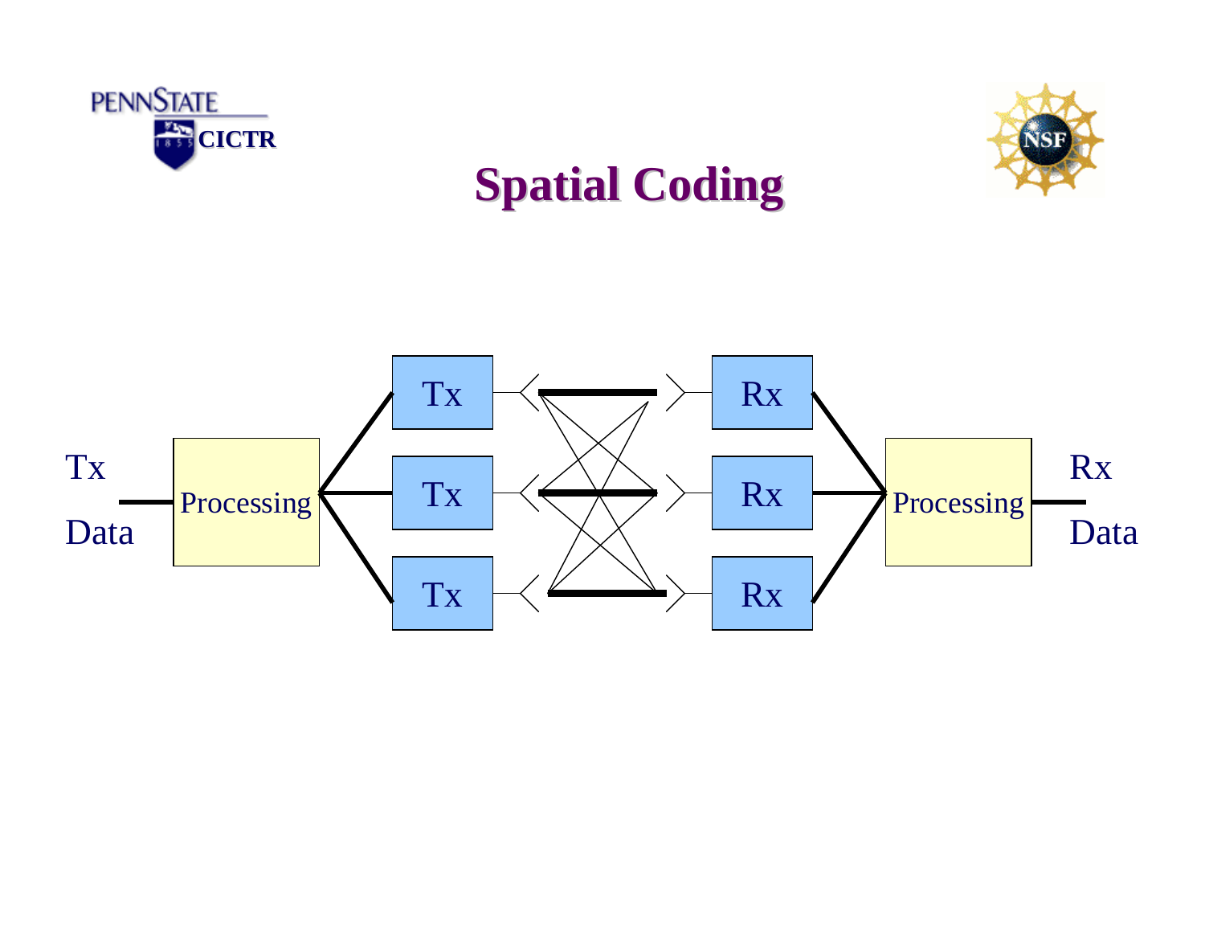# Spatial Coding

Tx Data → Processing → Tx, Tx, Tx → Rx, Rx, Rx → Processing → Rx Data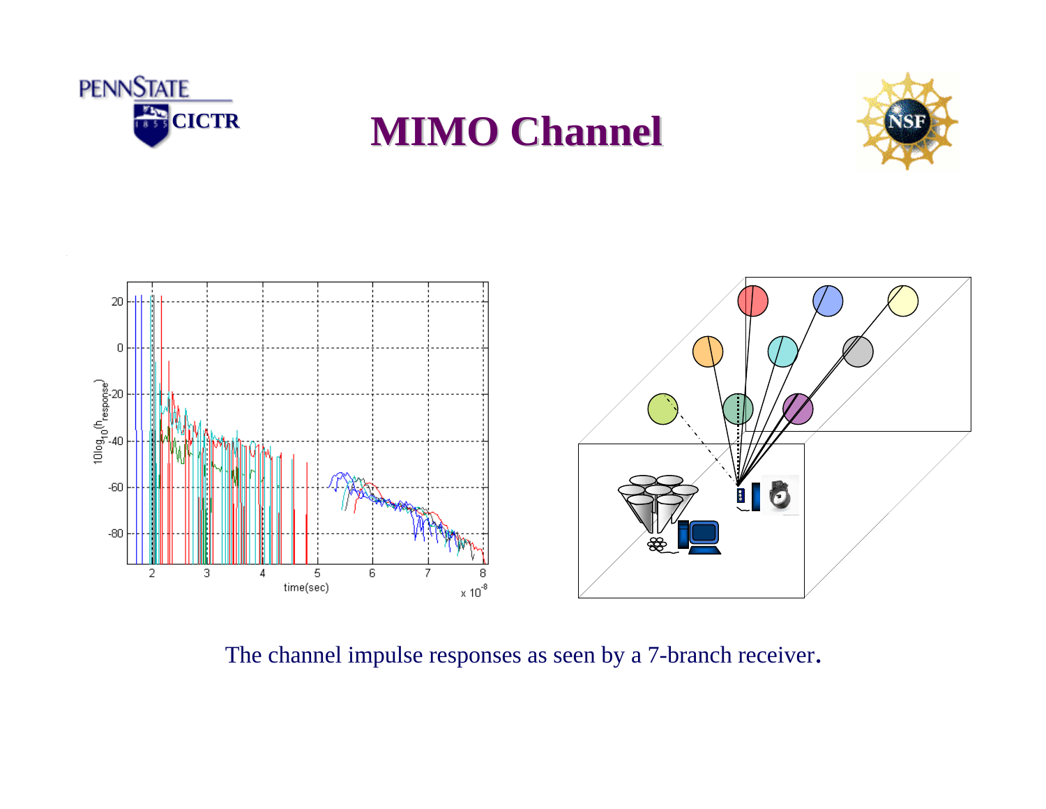# MIMO Channel

The channel impulse responses as seen by a 7-branch receiver.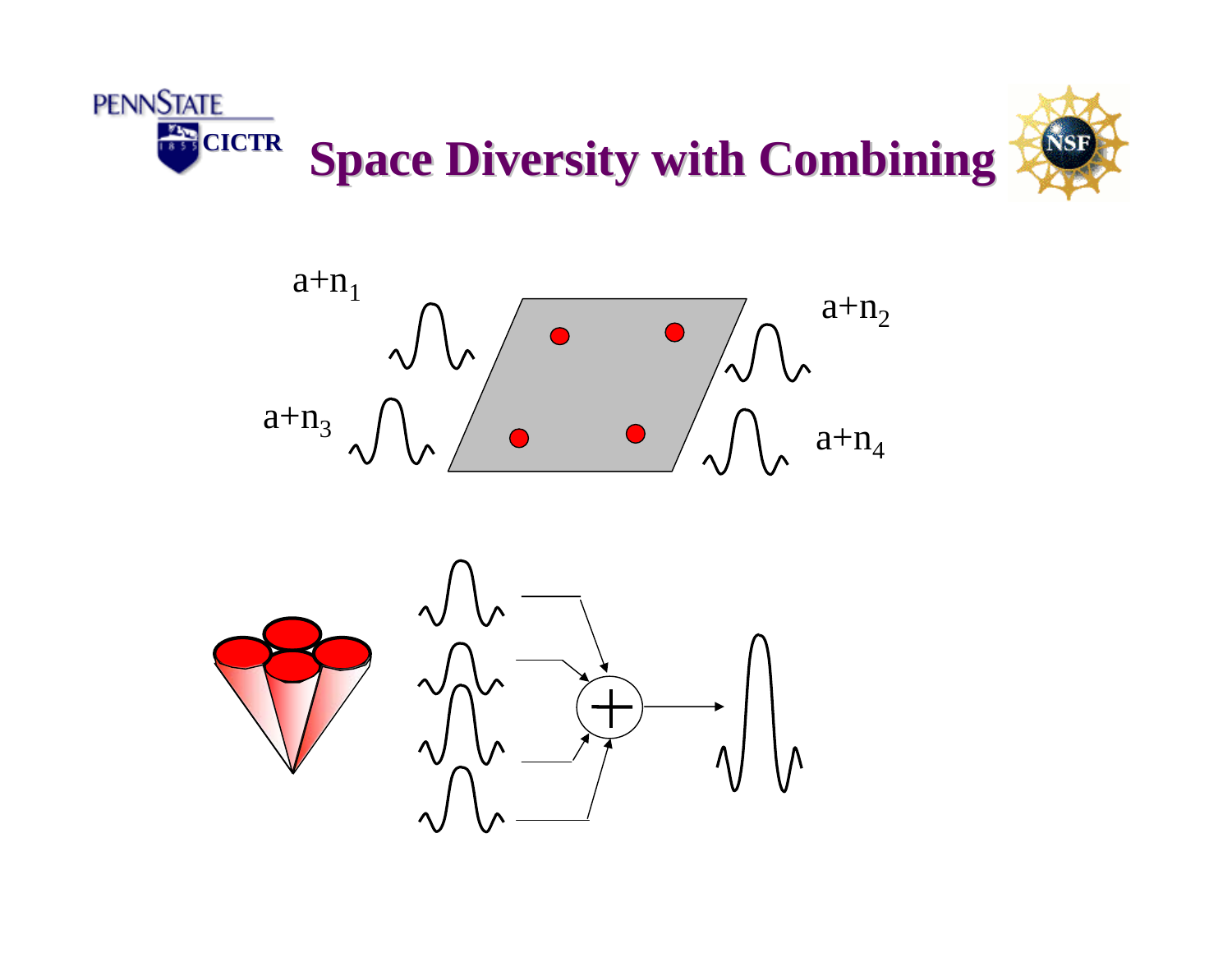# Space Diversity with Combining

$a+n_1$

$a+n_2$

$a+n_3$

$a+n_4$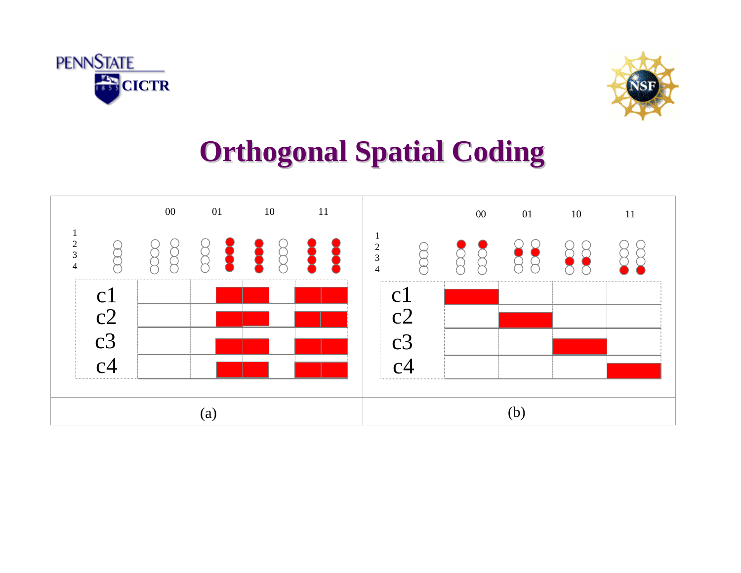# Orthogonal Spatial Coding

00
01
10
11
1
2
3
4
c1
c2
c3
c4

(a)

00
01
10
11
1
2
3
4
c1
c2
c3
c4

(b)